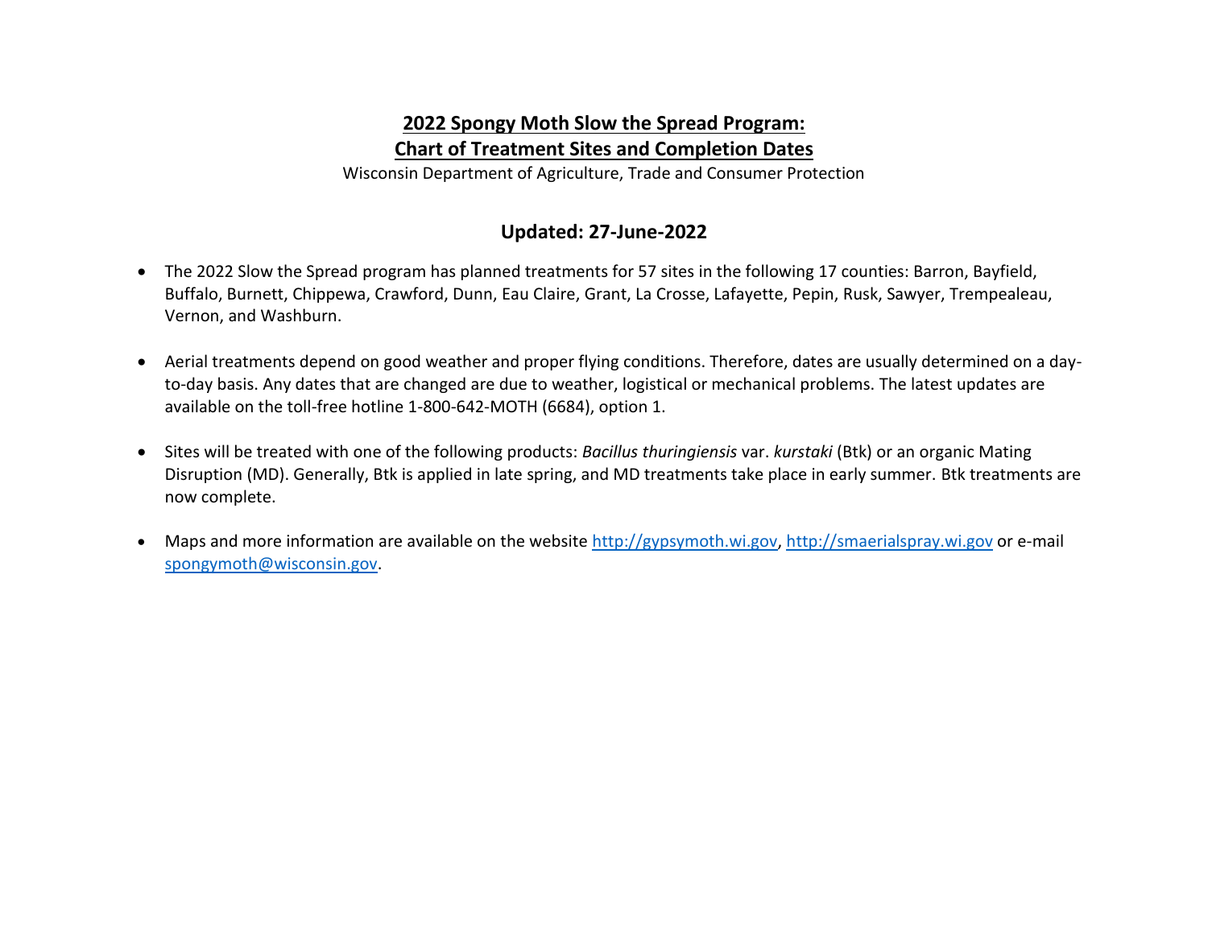# 2022 Spongy Moth Slow the Spread Program: Chart of Treatment Sites and Completion Dates

Wisconsin Department of Agriculture, Trade and Consumer Protection

## Updated: 27-June-2022

- The 2022 Slow the Spread program has planned treatments for 57 sites in the following 17 counties: Barron, Bayfield, Buffalo, Burnett, Chippewa, Crawford, Dunn, Eau Claire, Grant, La Crosse, Lafayette, Pepin, Rusk, Sawyer, Trempealeau, Vernon, and Washburn.

- Aerial treatments depend on good weather and proper flying conditions. Therefore, dates are usually determined on a day-to-day basis. Any dates that are changed are due to weather, logistical or mechanical problems. The latest updates are available on the toll-free hotline 1-800-642-MOTH (6684), option 1.

- Sites will be treated with one of the following products: *Bacillus thuringiensis* var. *kurstaki* (Btk) or an organic Mating Disruption (MD). Generally, Btk is applied in late spring, and MD treatments take place in early summer. Btk treatments are now complete.

- Maps and more information are available on the website [http://gypsymoth.wi.gov](http://gypsymoth.wi.gov), [http://smaerialspray.wi.gov](http://smaerialspray.wi.gov) or e-mail [spongymoth@wisconsin.gov](mailto:spongymoth@wisconsin.gov).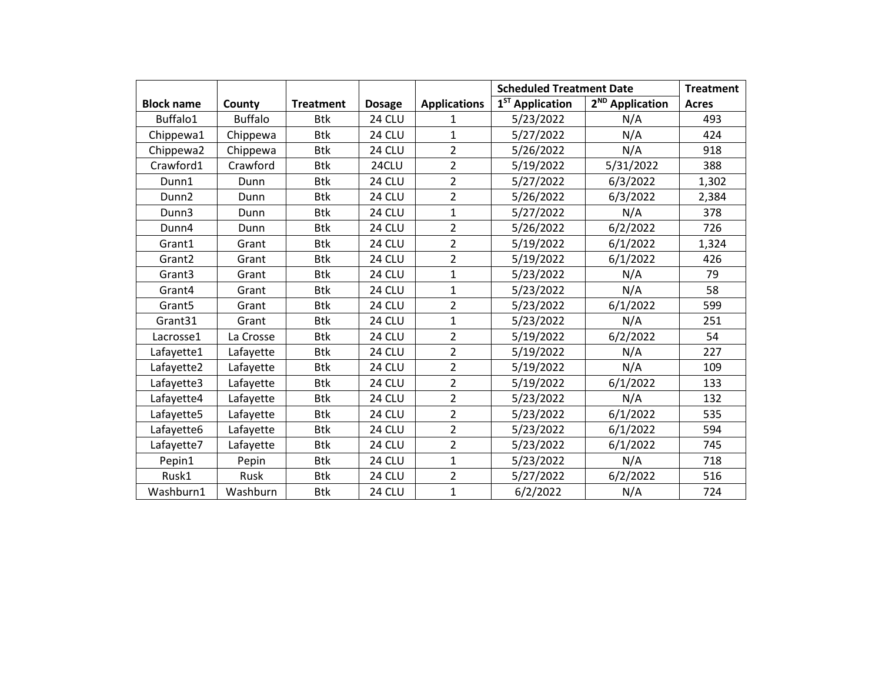| Block name | County | Treatment | Dosage | Applications | Scheduled Treatment Date | | Treatment Acres |
|---|---|---|---|---|---|---|---|
| | | | | | 1[ST] Application | 2[ND] Application | |
| Buffalo1 | Buffalo | Btk | 24 CLU | 1 | 5/23/2022 | N/A | 493 |
| Chippewa1 | Chippewa | Btk | 24 CLU | 1 | 5/27/2022 | N/A | 424 |
| Chippewa2 | Chippewa | Btk | 24 CLU | 2 | 5/26/2022 | N/A | 918 |
| Crawford1 | Crawford | Btk | 24CLU | 2 | 5/19/2022 | 5/31/2022 | 388 |
| Dunn1 | Dunn | Btk | 24 CLU | 2 | 5/27/2022 | 6/3/2022 | 1,302 |
| Dunn2 | Dunn | Btk | 24 CLU | 2 | 5/26/2022 | 6/3/2022 | 2,384 |
| Dunn3 | Dunn | Btk | 24 CLU | 1 | 5/27/2022 | N/A | 378 |
| Dunn4 | Dunn | Btk | 24 CLU | 2 | 5/26/2022 | 6/2/2022 | 726 |
| Grant1 | Grant | Btk | 24 CLU | 2 | 5/19/2022 | 6/1/2022 | 1,324 |
| Grant2 | Grant | Btk | 24 CLU | 2 | 5/19/2022 | 6/1/2022 | 426 |
| Grant3 | Grant | Btk | 24 CLU | 1 | 5/23/2022 | N/A | 79 |
| Grant4 | Grant | Btk | 24 CLU | 1 | 5/23/2022 | N/A | 58 |
| Grant5 | Grant | Btk | 24 CLU | 2 | 5/23/2022 | 6/1/2022 | 599 |
| Grant31 | Grant | Btk | 24 CLU | 1 | 5/23/2022 | N/A | 251 |
| Lacrosse1 | La Crosse | Btk | 24 CLU | 2 | 5/19/2022 | 6/2/2022 | 54 |
| Lafayette1 | Lafayette | Btk | 24 CLU | 2 | 5/19/2022 | N/A | 227 |
| Lafayette2 | Lafayette | Btk | 24 CLU | 2 | 5/19/2022 | N/A | 109 |
| Lafayette3 | Lafayette | Btk | 24 CLU | 2 | 5/19/2022 | 6/1/2022 | 133 |
| Lafayette4 | Lafayette | Btk | 24 CLU | 2 | 5/23/2022 | N/A | 132 |
| Lafayette5 | Lafayette | Btk | 24 CLU | 2 | 5/23/2022 | 6/1/2022 | 535 |
| Lafayette6 | Lafayette | Btk | 24 CLU | 2 | 5/23/2022 | 6/1/2022 | 594 |
| Lafayette7 | Lafayette | Btk | 24 CLU | 2 | 5/23/2022 | 6/1/2022 | 745 |
| Pepin1 | Pepin | Btk | 24 CLU | 1 | 5/23/2022 | N/A | 718 |
| Rusk1 | Rusk | Btk | 24 CLU | 2 | 5/27/2022 | 6/2/2022 | 516 |
| Washburn1 | Washburn | Btk | 24 CLU | 1 | 6/2/2022 | N/A | 724 |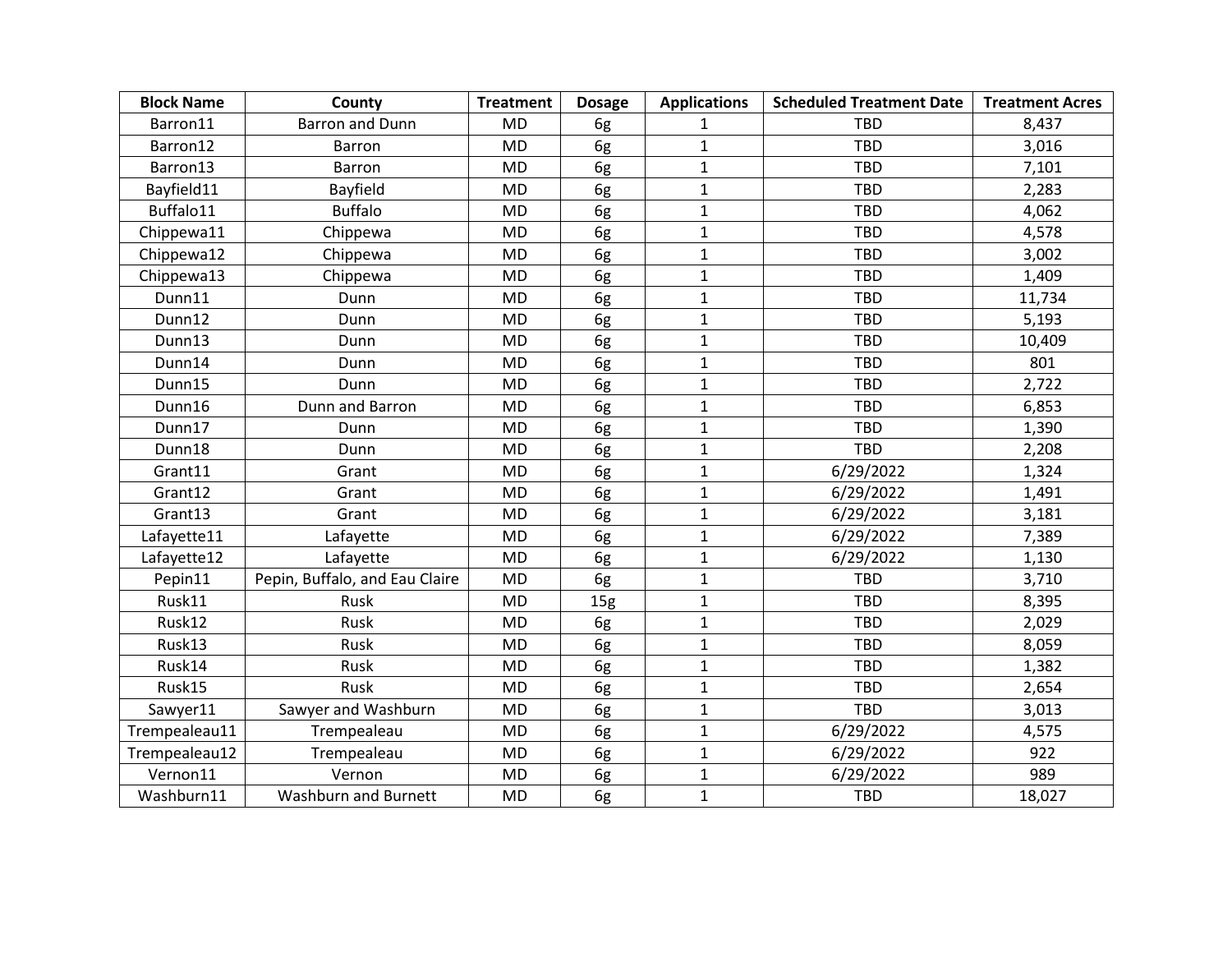| Block Name | County | Treatment | Dosage | Applications | Scheduled Treatment Date | Treatment Acres |
|---|---|---|---|---|---|---|
| Barron11 | Barron and Dunn | MD | 6g | 1 | TBD | 8,437 |
| Barron12 | Barron | MD | 6g | 1 | TBD | 3,016 |
| Barron13 | Barron | MD | 6g | 1 | TBD | 7,101 |
| Bayfield11 | Bayfield | MD | 6g | 1 | TBD | 2,283 |
| Buffalo11 | Buffalo | MD | 6g | 1 | TBD | 4,062 |
| Chippewa11 | Chippewa | MD | 6g | 1 | TBD | 4,578 |
| Chippewa12 | Chippewa | MD | 6g | 1 | TBD | 3,002 |
| Chippewa13 | Chippewa | MD | 6g | 1 | TBD | 1,409 |
| Dunn11 | Dunn | MD | 6g | 1 | TBD | 11,734 |
| Dunn12 | Dunn | MD | 6g | 1 | TBD | 5,193 |
| Dunn13 | Dunn | MD | 6g | 1 | TBD | 10,409 |
| Dunn14 | Dunn | MD | 6g | 1 | TBD | 801 |
| Dunn15 | Dunn | MD | 6g | 1 | TBD | 2,722 |
| Dunn16 | Dunn and Barron | MD | 6g | 1 | TBD | 6,853 |
| Dunn17 | Dunn | MD | 6g | 1 | TBD | 1,390 |
| Dunn18 | Dunn | MD | 6g | 1 | TBD | 2,208 |
| Grant11 | Grant | MD | 6g | 1 | 6/29/2022 | 1,324 |
| Grant12 | Grant | MD | 6g | 1 | 6/29/2022 | 1,491 |
| Grant13 | Grant | MD | 6g | 1 | 6/29/2022 | 3,181 |
| Lafayette11 | Lafayette | MD | 6g | 1 | 6/29/2022 | 7,389 |
| Lafayette12 | Lafayette | MD | 6g | 1 | 6/29/2022 | 1,130 |
| Pepin11 | Pepin, Buffalo, and Eau Claire | MD | 6g | 1 | TBD | 3,710 |
| Rusk11 | Rusk | MD | 15g | 1 | TBD | 8,395 |
| Rusk12 | Rusk | MD | 6g | 1 | TBD | 2,029 |
| Rusk13 | Rusk | MD | 6g | 1 | TBD | 8,059 |
| Rusk14 | Rusk | MD | 6g | 1 | TBD | 1,382 |
| Rusk15 | Rusk | MD | 6g | 1 | TBD | 2,654 |
| Sawyer11 | Sawyer and Washburn | MD | 6g | 1 | TBD | 3,013 |
| Trempealeau11 | Trempealeau | MD | 6g | 1 | 6/29/2022 | 4,575 |
| Trempealeau12 | Trempealeau | MD | 6g | 1 | 6/29/2022 | 922 |
| Vernon11 | Vernon | MD | 6g | 1 | 6/29/2022 | 989 |
| Washburn11 | Washburn and Burnett | MD | 6g | 1 | TBD | 18,027 |